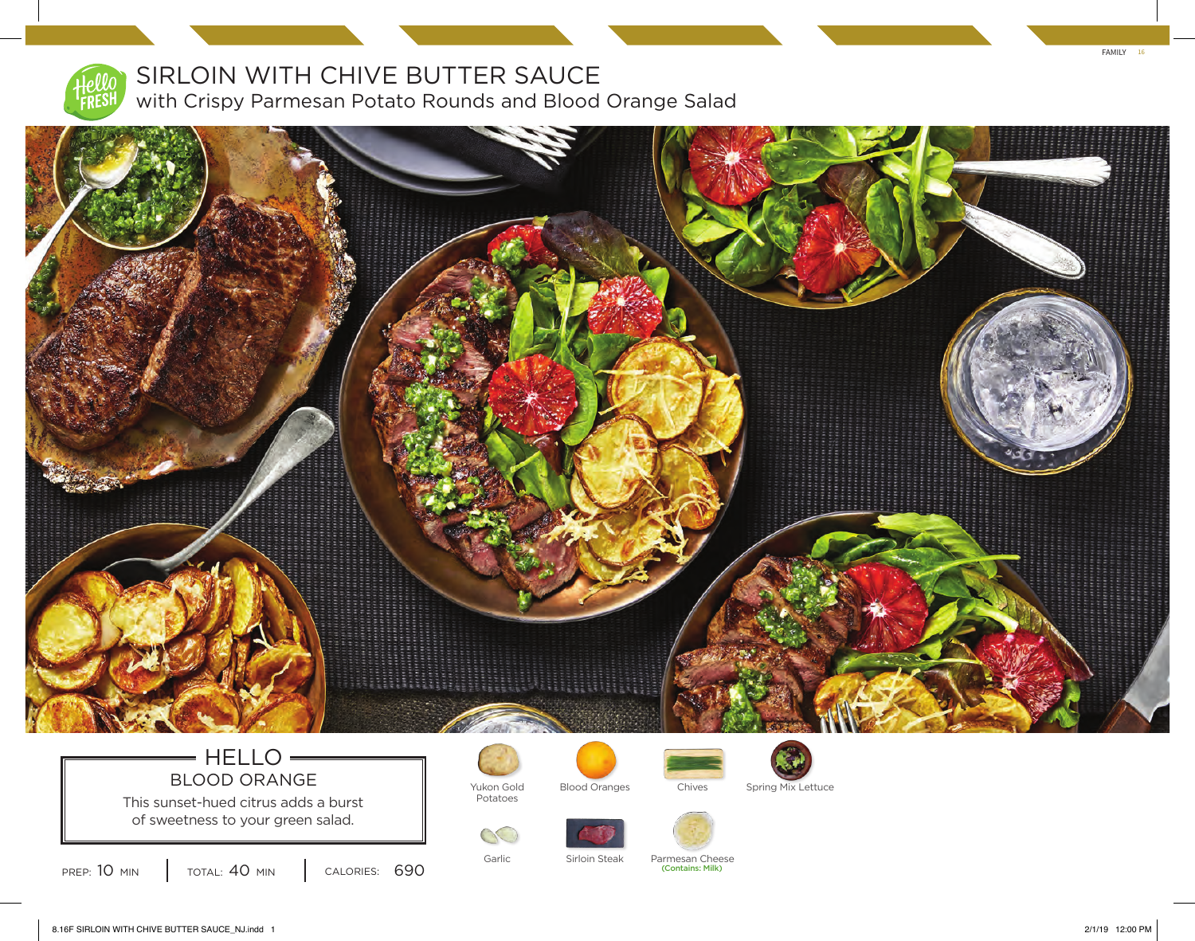# SIRLOIN WITH CHIVE BUTTER SAUCE

## with Crispy Parmesan Potato Rounds and Blood Orange Salad

### HELLO

**BLOOD ORANGE**

This sunset-hued citrus adds a burst of sweetness to your green salad.

PREP: 10 MIN | TOTAL: 40 MIN | CALORIES: 690

- Yukon Gold Potatoes
- Blood Oranges
- Chives
- Spring Mix Lettuce
- Garlic
- Sirloin Steak
- Parmesan Cheese (Contains: Milk)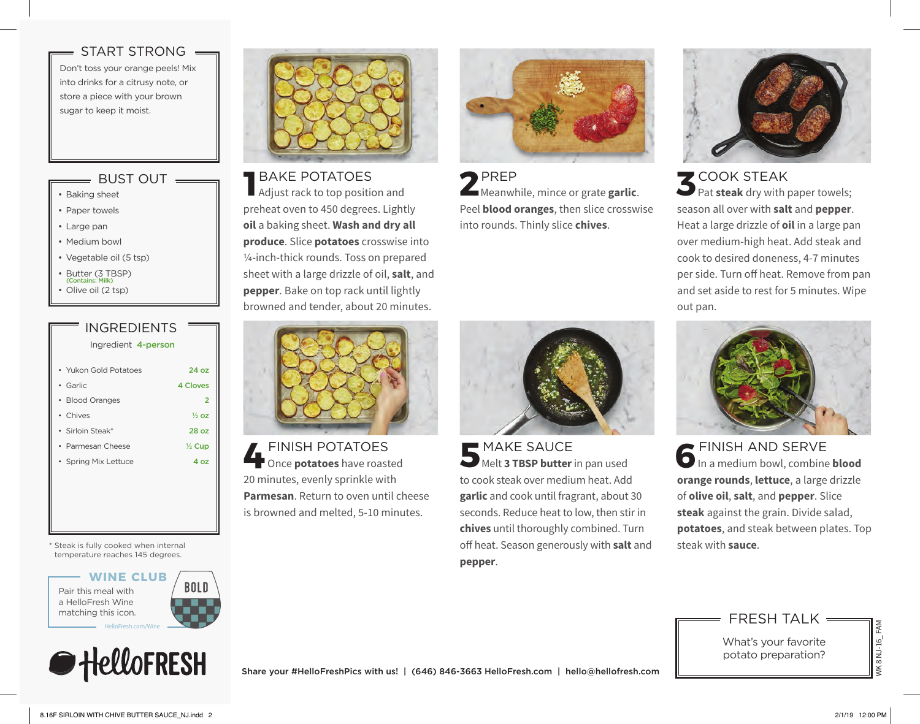## START STRONG

Don't toss your orange peels! Mix into drinks for a citrusy note, or store a piece with your brown sugar to keep it moist.

## BUST OUT

- Baking sheet
- Paper towels
- Large pan
- Medium bowl
- Vegetable oil (5 tsp)
- Butter (3 TBSP) (Contains: Milk)
- Olive oil (2 tsp)

## INGREDIENTS

| Ingredient | 4-person |
|---|---|
| Yukon Gold Potatoes | 24 oz |
| Garlic | 4 Cloves |
| Blood Oranges | 2 |
| Chives | ½ oz |
| Sirloin Steak* | 28 oz |
| Parmesan Cheese | ½ Cup |
| Spring Mix Lettuce | 4 oz |

* Steak is fully cooked when internal temperature reaches 145 degrees.

## WINE CLUB

Pair this meal with a HelloFresh Wine matching this icon.

BOLD

HelloFresh.com/Wine

HelloFRESH

## 1 BAKE POTATOES

Adjust rack to top position and preheat oven to 450 degrees. Lightly **oil** a baking sheet. **Wash and dry all produce**. Slice **potatoes** crosswise into ¼-inch-thick rounds. Toss on prepared sheet with a large drizzle of oil, **salt**, and **pepper**. Bake on top rack until lightly browned and tender, about 20 minutes.

## 2 PREP

Meanwhile, mince or grate **garlic**. Peel **blood oranges**, then slice crosswise into rounds. Thinly slice **chives**.

## 3 COOK STEAK

Pat **steak** dry with paper towels; season all over with **salt** and **pepper**. Heat a large drizzle of **oil** in a large pan over medium-high heat. Add steak and cook to desired doneness, 4-7 minutes per side. Turn off heat. Remove from pan and set aside to rest for 5 minutes. Wipe out pan.

## 4 FINISH POTATOES

Once **potatoes** have roasted 20 minutes, evenly sprinkle with **Parmesan**. Return to oven until cheese is browned and melted, 5-10 minutes.

## 5 MAKE SAUCE

Melt **3 TBSP butter** in pan used to cook steak over medium heat. Add **garlic** and cook until fragrant, about 30 seconds. Reduce heat to low, then stir in **chives** until thoroughly combined. Turn off heat. Season generously with **salt** and **pepper**.

## 6 FINISH AND SERVE

In a medium bowl, combine **blood orange rounds**, **lettuce**, a large drizzle of **olive oil**, **salt**, and **pepper**. Slice **steak** against the grain. Divide salad, **potatoes**, and steak between plates. Top steak with **sauce**.

## FRESH TALK

What's your favorite potato preparation?

WK 8 NJ-16_FAM

Share your #HelloFreshPics with us! | (646) 846-3663 HelloFresh.com | hello@hellofresh.com